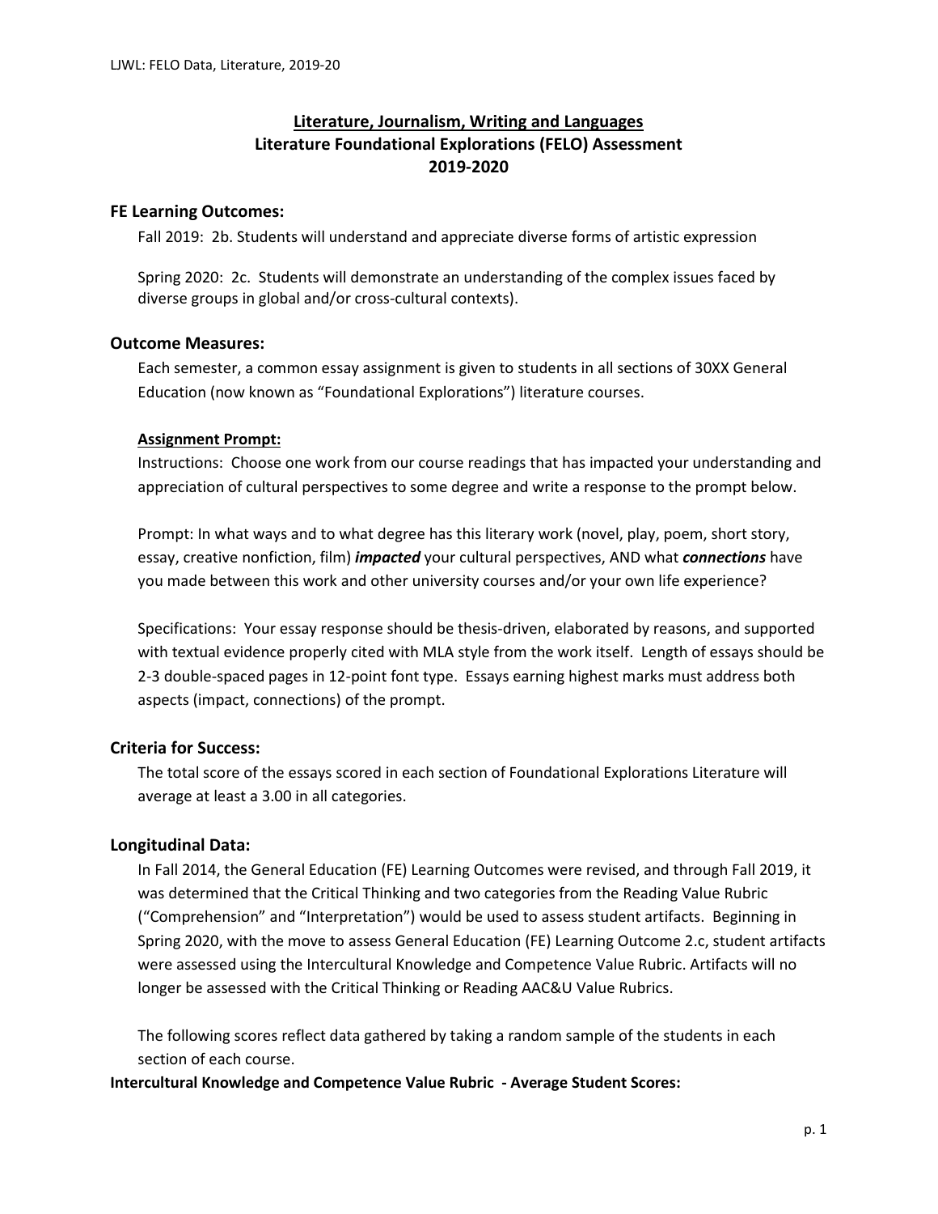# Literature, Journalism, Writing and Languages
# Literature Foundational Explorations (FELO) Assessment
# 2019-2020

## FE Learning Outcomes:

Fall 2019: 2b. Students will understand and appreciate diverse forms of artistic expression

Spring 2020: 2c. Students will demonstrate an understanding of the complex issues faced by diverse groups in global and/or cross-cultural contexts).

## Outcome Measures:

Each semester, a common essay assignment is given to students in all sections of 30XX General Education (now known as "Foundational Explorations") literature courses.

**Assignment Prompt:**

Instructions: Choose one work from our course readings that has impacted your understanding and appreciation of cultural perspectives to some degree and write a response to the prompt below.

Prompt: In what ways and to what degree has this literary work (novel, play, poem, short story, essay, creative nonfiction, film) ***impacted*** your cultural perspectives, AND what ***connections*** have you made between this work and other university courses and/or your own life experience?

Specifications: Your essay response should be thesis-driven, elaborated by reasons, and supported with textual evidence properly cited with MLA style from the work itself. Length of essays should be 2-3 double-spaced pages in 12-point font type. Essays earning highest marks must address both aspects (impact, connections) of the prompt.

## Criteria for Success:

The total score of the essays scored in each section of Foundational Explorations Literature will average at least a 3.00 in all categories.

## Longitudinal Data:

In Fall 2014, the General Education (FE) Learning Outcomes were revised, and through Fall 2019, it was determined that the Critical Thinking and two categories from the Reading Value Rubric ("Comprehension" and "Interpretation") would be used to assess student artifacts. Beginning in Spring 2020, with the move to assess General Education (FE) Learning Outcome 2.c, student artifacts were assessed using the Intercultural Knowledge and Competence Value Rubric. Artifacts will no longer be assessed with the Critical Thinking or Reading AAC&U Value Rubrics.

The following scores reflect data gathered by taking a random sample of the students in each section of each course.

**Intercultural Knowledge and Competence Value Rubric - Average Student Scores:**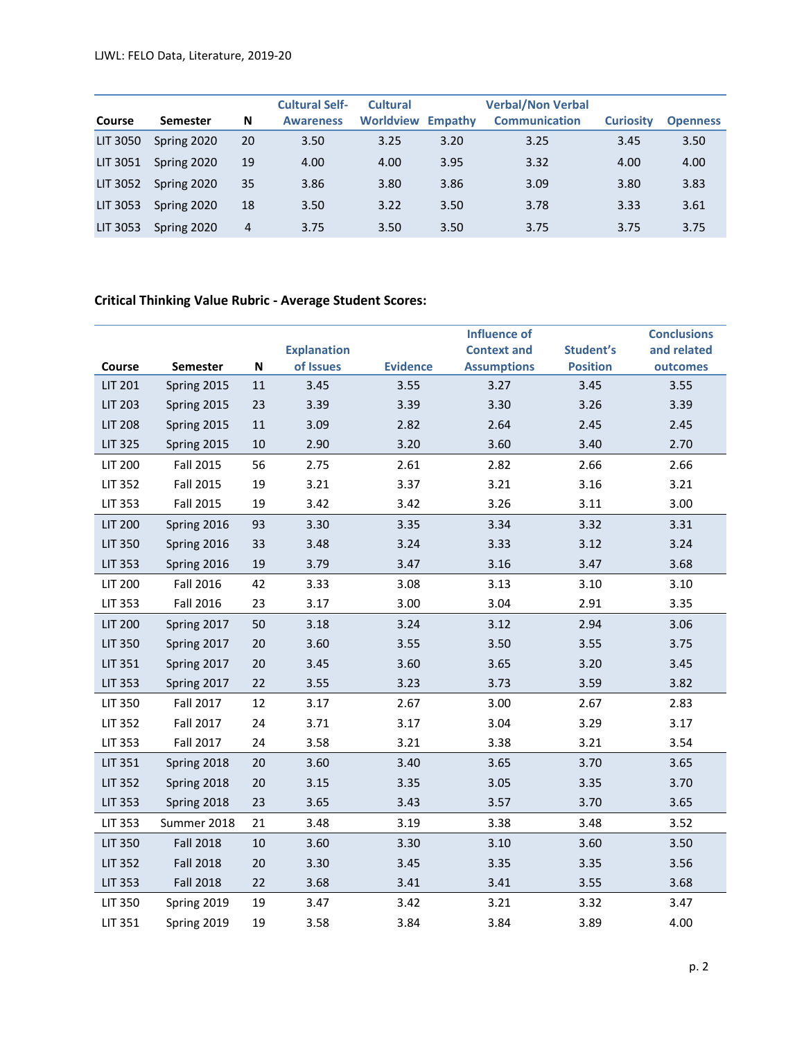| Course | Semester | N | Cultural Self-Awareness | Cultural Worldview | Empathy | Verbal/Non Verbal Communication | Curiosity | Openness |
|---|---|---|---|---|---|---|---|---|
| LIT 3050 | Spring 2020 | 20 | 3.50 | 3.25 | 3.20 | 3.25 | 3.45 | 3.50 |
| LIT 3051 | Spring 2020 | 19 | 4.00 | 4.00 | 3.95 | 3.32 | 4.00 | 4.00 |
| LIT 3052 | Spring 2020 | 35 | 3.86 | 3.80 | 3.86 | 3.09 | 3.80 | 3.83 |
| LIT 3053 | Spring 2020 | 18 | 3.50 | 3.22 | 3.50 | 3.78 | 3.33 | 3.61 |
| LIT 3053 | Spring 2020 | 4 | 3.75 | 3.50 | 3.50 | 3.75 | 3.75 | 3.75 |

**Critical Thinking Value Rubric - Average Student Scores:**

| Course | Semester | N | Explanation of Issues | Evidence | Influence of Context and Assumptions | Student's Position | Conclusions and related outcomes |
|---|---|---|---|---|---|---|---|
| LIT 201 | Spring 2015 | 11 | 3.45 | 3.55 | 3.27 | 3.45 | 3.55 |
| LIT 203 | Spring 2015 | 23 | 3.39 | 3.39 | 3.30 | 3.26 | 3.39 |
| LIT 208 | Spring 2015 | 11 | 3.09 | 2.82 | 2.64 | 2.45 | 2.45 |
| LIT 325 | Spring 2015 | 10 | 2.90 | 3.20 | 3.60 | 3.40 | 2.70 |
| LIT 200 | Fall 2015 | 56 | 2.75 | 2.61 | 2.82 | 2.66 | 2.66 |
| LIT 352 | Fall 2015 | 19 | 3.21 | 3.37 | 3.21 | 3.16 | 3.21 |
| LIT 353 | Fall 2015 | 19 | 3.42 | 3.42 | 3.26 | 3.11 | 3.00 |
| LIT 200 | Spring 2016 | 93 | 3.30 | 3.35 | 3.34 | 3.32 | 3.31 |
| LIT 350 | Spring 2016 | 33 | 3.48 | 3.24 | 3.33 | 3.12 | 3.24 |
| LIT 353 | Spring 2016 | 19 | 3.79 | 3.47 | 3.16 | 3.47 | 3.68 |
| LIT 200 | Fall 2016 | 42 | 3.33 | 3.08 | 3.13 | 3.10 | 3.10 |
| LIT 353 | Fall 2016 | 23 | 3.17 | 3.00 | 3.04 | 2.91 | 3.35 |
| LIT 200 | Spring 2017 | 50 | 3.18 | 3.24 | 3.12 | 2.94 | 3.06 |
| LIT 350 | Spring 2017 | 20 | 3.60 | 3.55 | 3.50 | 3.55 | 3.75 |
| LIT 351 | Spring 2017 | 20 | 3.45 | 3.60 | 3.65 | 3.20 | 3.45 |
| LIT 353 | Spring 2017 | 22 | 3.55 | 3.23 | 3.73 | 3.59 | 3.82 |
| LIT 350 | Fall 2017 | 12 | 3.17 | 2.67 | 3.00 | 2.67 | 2.83 |
| LIT 352 | Fall 2017 | 24 | 3.71 | 3.17 | 3.04 | 3.29 | 3.17 |
| LIT 353 | Fall 2017 | 24 | 3.58 | 3.21 | 3.38 | 3.21 | 3.54 |
| LIT 351 | Spring 2018 | 20 | 3.60 | 3.40 | 3.65 | 3.70 | 3.65 |
| LIT 352 | Spring 2018 | 20 | 3.15 | 3.35 | 3.05 | 3.35 | 3.70 |
| LIT 353 | Spring 2018 | 23 | 3.65 | 3.43 | 3.57 | 3.70 | 3.65 |
| LIT 353 | Summer 2018 | 21 | 3.48 | 3.19 | 3.38 | 3.48 | 3.52 |
| LIT 350 | Fall 2018 | 10 | 3.60 | 3.30 | 3.10 | 3.60 | 3.50 |
| LIT 352 | Fall 2018 | 20 | 3.30 | 3.45 | 3.35 | 3.35 | 3.56 |
| LIT 353 | Fall 2018 | 22 | 3.68 | 3.41 | 3.41 | 3.55 | 3.68 |
| LIT 350 | Spring 2019 | 19 | 3.47 | 3.42 | 3.21 | 3.32 | 3.47 |
| LIT 351 | Spring 2019 | 19 | 3.58 | 3.84 | 3.84 | 3.89 | 4.00 |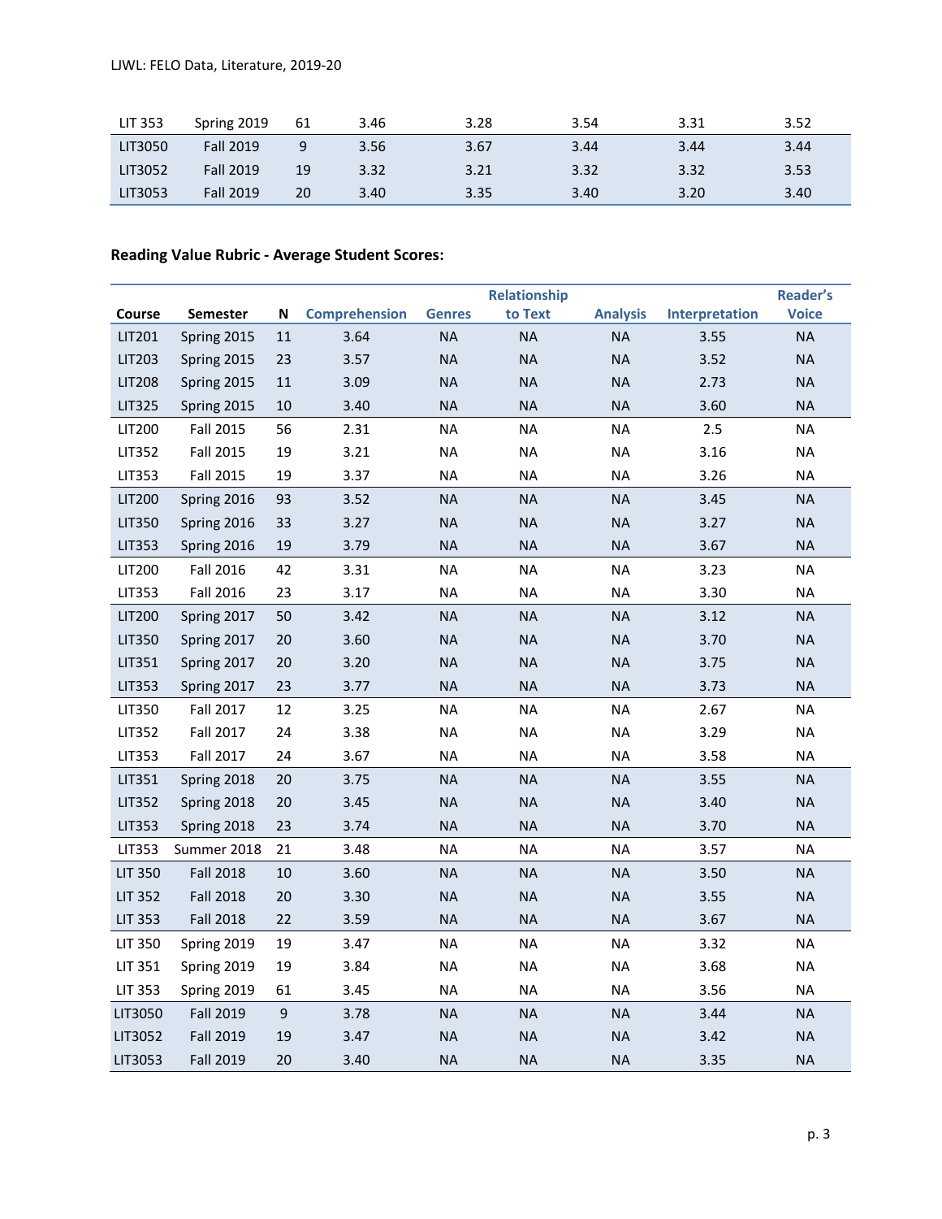| | | | | | | | |
|---|---|---|---|---|---|---|---|
| LIT 353 | Spring 2019 | 61 | 3.46 | 3.28 | 3.54 | 3.31 | 3.52 |
| LIT3050 | Fall 2019 | 9 | 3.56 | 3.67 | 3.44 | 3.44 | 3.44 |
| LIT3052 | Fall 2019 | 19 | 3.32 | 3.21 | 3.32 | 3.32 | 3.53 |
| LIT3053 | Fall 2019 | 20 | 3.40 | 3.35 | 3.40 | 3.20 | 3.40 |

**Reading Value Rubric - Average Student Scores:**

| Course | Semester | N | Comprehension | Genres | Relationship to Text | Analysis | Interpretation | Reader's Voice |
|---|---|---|---|---|---|---|---|---|
| LIT201 | Spring 2015 | 11 | 3.64 | NA | NA | NA | 3.55 | NA |
| LIT203 | Spring 2015 | 23 | 3.57 | NA | NA | NA | 3.52 | NA |
| LIT208 | Spring 2015 | 11 | 3.09 | NA | NA | NA | 2.73 | NA |
| LIT325 | Spring 2015 | 10 | 3.40 | NA | NA | NA | 3.60 | NA |
| LIT200 | Fall 2015 | 56 | 2.31 | NA | NA | NA | 2.5 | NA |
| LIT352 | Fall 2015 | 19 | 3.21 | NA | NA | NA | 3.16 | NA |
| LIT353 | Fall 2015 | 19 | 3.37 | NA | NA | NA | 3.26 | NA |
| LIT200 | Spring 2016 | 93 | 3.52 | NA | NA | NA | 3.45 | NA |
| LIT350 | Spring 2016 | 33 | 3.27 | NA | NA | NA | 3.27 | NA |
| LIT353 | Spring 2016 | 19 | 3.79 | NA | NA | NA | 3.67 | NA |
| LIT200 | Fall 2016 | 42 | 3.31 | NA | NA | NA | 3.23 | NA |
| LIT353 | Fall 2016 | 23 | 3.17 | NA | NA | NA | 3.30 | NA |
| LIT200 | Spring 2017 | 50 | 3.42 | NA | NA | NA | 3.12 | NA |
| LIT350 | Spring 2017 | 20 | 3.60 | NA | NA | NA | 3.70 | NA |
| LIT351 | Spring 2017 | 20 | 3.20 | NA | NA | NA | 3.75 | NA |
| LIT353 | Spring 2017 | 23 | 3.77 | NA | NA | NA | 3.73 | NA |
| LIT350 | Fall 2017 | 12 | 3.25 | NA | NA | NA | 2.67 | NA |
| LIT352 | Fall 2017 | 24 | 3.38 | NA | NA | NA | 3.29 | NA |
| LIT353 | Fall 2017 | 24 | 3.67 | NA | NA | NA | 3.58 | NA |
| LIT351 | Spring 2018 | 20 | 3.75 | NA | NA | NA | 3.55 | NA |
| LIT352 | Spring 2018 | 20 | 3.45 | NA | NA | NA | 3.40 | NA |
| LIT353 | Spring 2018 | 23 | 3.74 | NA | NA | NA | 3.70 | NA |
| LIT353 | Summer 2018 | 21 | 3.48 | NA | NA | NA | 3.57 | NA |
| LIT 350 | Fall 2018 | 10 | 3.60 | NA | NA | NA | 3.50 | NA |
| LIT 352 | Fall 2018 | 20 | 3.30 | NA | NA | NA | 3.55 | NA |
| LIT 353 | Fall 2018 | 22 | 3.59 | NA | NA | NA | 3.67 | NA |
| LIT 350 | Spring 2019 | 19 | 3.47 | NA | NA | NA | 3.32 | NA |
| LIT 351 | Spring 2019 | 19 | 3.84 | NA | NA | NA | 3.68 | NA |
| LIT 353 | Spring 2019 | 61 | 3.45 | NA | NA | NA | 3.56 | NA |
| LIT3050 | Fall 2019 | 9 | 3.78 | NA | NA | NA | 3.44 | NA |
| LIT3052 | Fall 2019 | 19 | 3.47 | NA | NA | NA | 3.42 | NA |
| LIT3053 | Fall 2019 | 20 | 3.40 | NA | NA | NA | 3.35 | NA |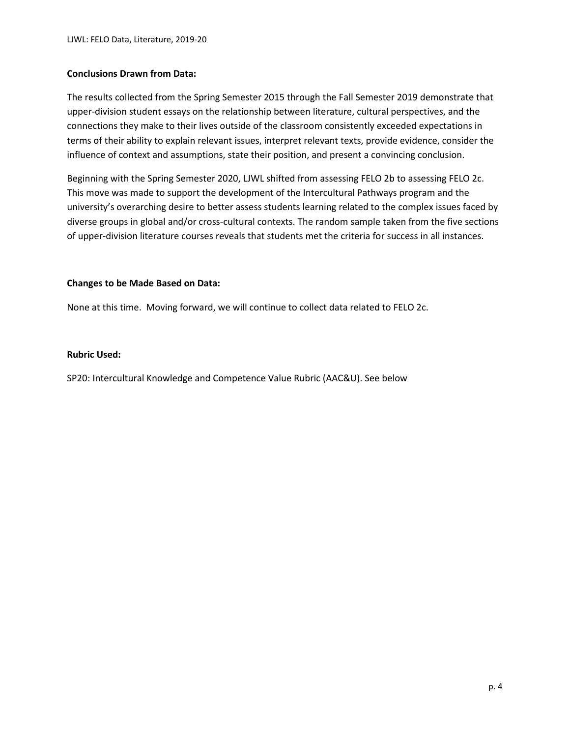**Conclusions Drawn from Data:**

The results collected from the Spring Semester 2015 through the Fall Semester 2019 demonstrate that upper-division student essays on the relationship between literature, cultural perspectives, and the connections they make to their lives outside of the classroom consistently exceeded expectations in terms of their ability to explain relevant issues, interpret relevant texts, provide evidence, consider the influence of context and assumptions, state their position, and present a convincing conclusion.

Beginning with the Spring Semester 2020, LJWL shifted from assessing FELO 2b to assessing FELO 2c. This move was made to support the development of the Intercultural Pathways program and the university's overarching desire to better assess students learning related to the complex issues faced by diverse groups in global and/or cross-cultural contexts. The random sample taken from the five sections of upper-division literature courses reveals that students met the criteria for success in all instances.

**Changes to be Made Based on Data:**

None at this time. Moving forward, we will continue to collect data related to FELO 2c.

**Rubric Used:**

SP20: Intercultural Knowledge and Competence Value Rubric (AAC&U). See below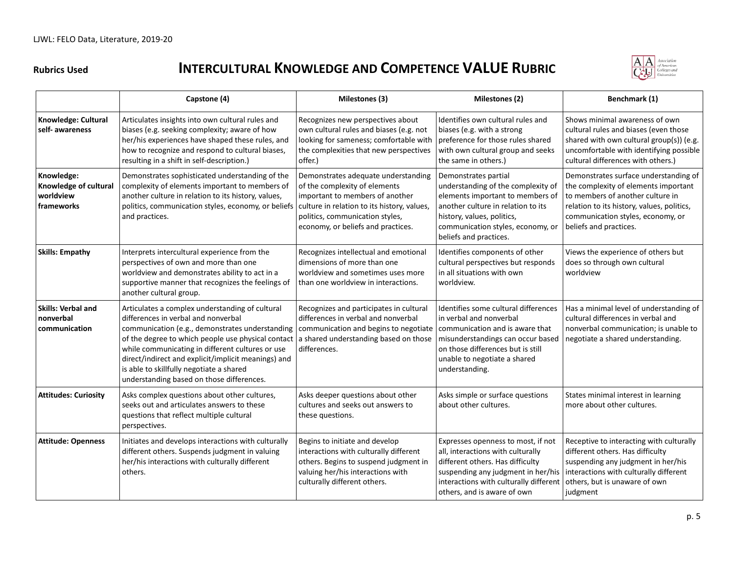**Rubrics Used**

# INTERCULTURAL KNOWLEDGE AND COMPETENCE VALUE RUBRIC

| | Capstone (4) | Milestones (3) | Milestones (2) | Benchmark (1) |
|---|---|---|---|---|
| **Knowledge: Cultural self- awareness** | Articulates insights into own cultural rules and biases (e.g. seeking complexity; aware of how her/his experiences have shaped these rules, and how to recognize and respond to cultural biases, resulting in a shift in self-description.) | Recognizes new perspectives about own cultural rules and biases (e.g. not looking for sameness; comfortable with the complexities that new perspectives offer.) | Identifies own cultural rules and biases (e.g. with a strong preference for those rules shared with own cultural group and seeks the same in others.) | Shows minimal awareness of own cultural rules and biases (even those shared with own cultural group(s)) (e.g. uncomfortable with identifying possible cultural differences with others.) |
| **Knowledge: Knowledge of cultural worldview frameworks** | Demonstrates sophisticated understanding of the complexity of elements important to members of another culture in relation to its history, values, politics, communication styles, economy, or beliefs and practices. | Demonstrates adequate understanding of the complexity of elements important to members of another culture in relation to its history, values, politics, communication styles, economy, or beliefs and practices. | Demonstrates partial understanding of the complexity of elements important to members of another culture in relation to its history, values, politics, communication styles, economy, or beliefs and practices. | Demonstrates surface understanding of the complexity of elements important to members of another culture in relation to its history, values, politics, communication styles, economy, or beliefs and practices. |
| **Skills: Empathy** | Interprets intercultural experience from the perspectives of own and more than one worldview and demonstrates ability to act in a supportive manner that recognizes the feelings of another cultural group. | Recognizes intellectual and emotional dimensions of more than one worldview and sometimes uses more than one worldview in interactions. | Identifies components of other cultural perspectives but responds in all situations with own worldview. | Views the experience of others but does so through own cultural worldview |
| **Skills: Verbal and nonverbal communication** | Articulates a complex understanding of cultural differences in verbal and nonverbal communication (e.g., demonstrates understanding of the degree to which people use physical contact while communicating in different cultures or use direct/indirect and explicit/implicit meanings) and is able to skillfully negotiate a shared understanding based on those differences. | Recognizes and participates in cultural differences in verbal and nonverbal communication and begins to negotiate a shared understanding based on those differences. | Identifies some cultural differences in verbal and nonverbal communication and is aware that misunderstandings can occur based on those differences but is still unable to negotiate a shared understanding. | Has a minimal level of understanding of cultural differences in verbal and nonverbal communication; is unable to negotiate a shared understanding. |
| **Attitudes: Curiosity** | Asks complex questions about other cultures, seeks out and articulates answers to these questions that reflect multiple cultural perspectives. | Asks deeper questions about other cultures and seeks out answers to these questions. | Asks simple or surface questions about other cultures. | States minimal interest in learning more about other cultures. |
| **Attitude: Openness** | Initiates and develops interactions with culturally different others. Suspends judgment in valuing her/his interactions with culturally different others. | Begins to initiate and develop interactions with culturally different others. Begins to suspend judgment in valuing her/his interactions with culturally different others. | Expresses openness to most, if not all, interactions with culturally different others. Has difficulty suspending any judgment in her/his interactions with culturally different others, and is aware of own | Receptive to interacting with culturally different others. Has difficulty suspending any judgment in her/his interactions with culturally different others, but is unaware of own judgment |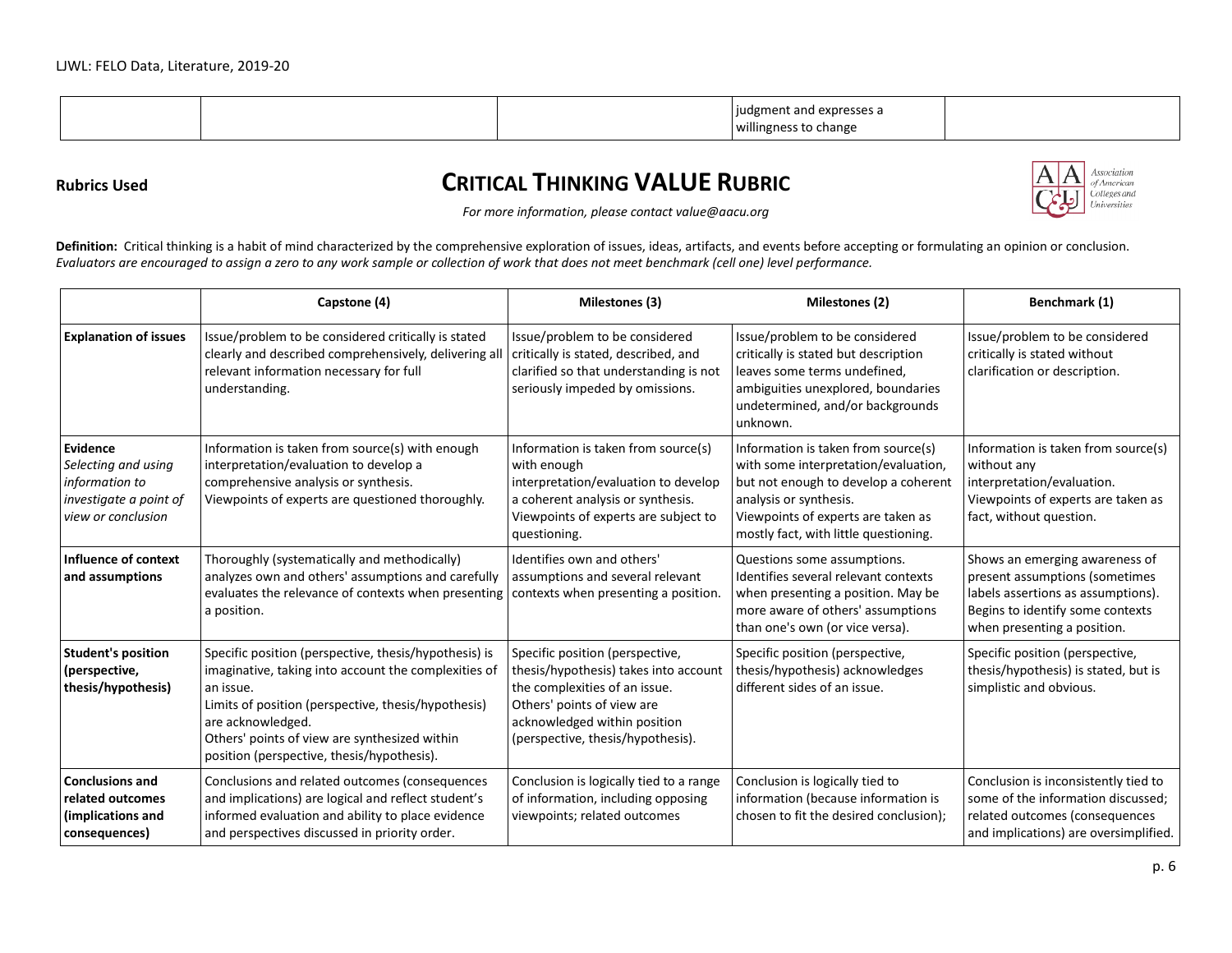| | | | judgment and expresses a willingness to change | |
|---|---|---|---|---|

**Rubrics Used**

# CRITICAL THINKING VALUE RUBRIC

*For more information, please contact value@aacu.org*

**Definition:** Critical thinking is a habit of mind characterized by the comprehensive exploration of issues, ideas, artifacts, and events before accepting or formulating an opinion or conclusion.
*Evaluators are encouraged to assign a zero to any work sample or collection of work that does not meet benchmark (cell one) level performance.*

| | Capstone (4) | Milestones (3) | Milestones (2) | Benchmark (1) |
|---|---|---|---|---|
| **Explanation of issues** | Issue/problem to be considered critically is stated clearly and described comprehensively, delivering all relevant information necessary for full understanding. | Issue/problem to be considered critically is stated, described, and clarified so that understanding is not seriously impeded by omissions. | Issue/problem to be considered critically is stated but description leaves some terms undefined, ambiguities unexplored, boundaries undetermined, and/or backgrounds unknown. | Issue/problem to be considered critically is stated without clarification or description. |
| **Evidence** *Selecting and using information to investigate a point of view or conclusion* | Information is taken from source(s) with enough interpretation/evaluation to develop a comprehensive analysis or synthesis. Viewpoints of experts are questioned thoroughly. | Information is taken from source(s) with enough interpretation/evaluation to develop a coherent analysis or synthesis. Viewpoints of experts are subject to questioning. | Information is taken from source(s) with some interpretation/evaluation, but not enough to develop a coherent analysis or synthesis. Viewpoints of experts are taken as mostly fact, with little questioning. | Information is taken from source(s) without any interpretation/evaluation. Viewpoints of experts are taken as fact, without question. |
| **Influence of context and assumptions** | Thoroughly (systematically and methodically) analyzes own and others' assumptions and carefully evaluates the relevance of contexts when presenting a position. | Identifies own and others' assumptions and several relevant contexts when presenting a position. | Questions some assumptions. Identifies several relevant contexts when presenting a position. May be more aware of others' assumptions than one's own (or vice versa). | Shows an emerging awareness of present assumptions (sometimes labels assertions as assumptions). Begins to identify some contexts when presenting a position. |
| **Student's position (perspective, thesis/hypothesis)** | Specific position (perspective, thesis/hypothesis) is imaginative, taking into account the complexities of an issue. Limits of position (perspective, thesis/hypothesis) are acknowledged. Others' points of view are synthesized within position (perspective, thesis/hypothesis). | Specific position (perspective, thesis/hypothesis) takes into account the complexities of an issue. Others' points of view are acknowledged within position (perspective, thesis/hypothesis). | Specific position (perspective, thesis/hypothesis) acknowledges different sides of an issue. | Specific position (perspective, thesis/hypothesis) is stated, but is simplistic and obvious. |
| **Conclusions and related outcomes (implications and consequences)** | Conclusions and related outcomes (consequences and implications) are logical and reflect student's informed evaluation and ability to place evidence and perspectives discussed in priority order. | Conclusion is logically tied to a range of information, including opposing viewpoints; related outcomes | Conclusion is logically tied to information (because information is chosen to fit the desired conclusion); | Conclusion is inconsistently tied to some of the information discussed; related outcomes (consequences and implications) are oversimplified. |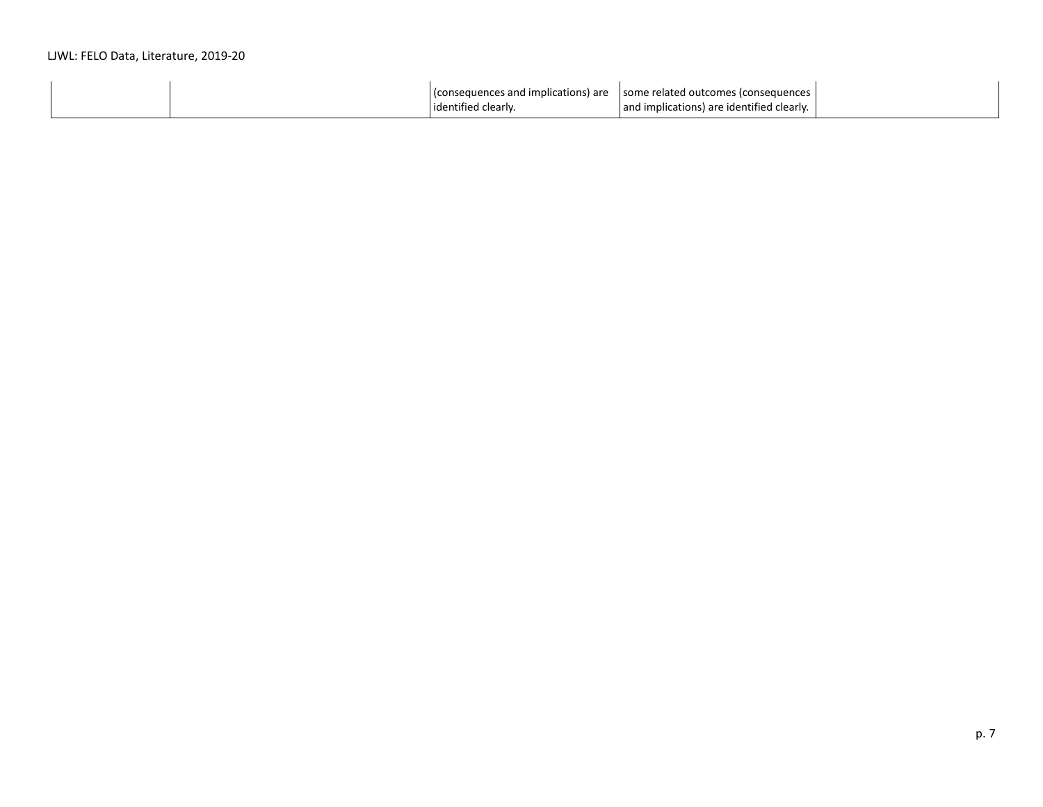| | | | | |
|---|---|---|---|---|
| | | (consequences and implications) are identified clearly. | some related outcomes (consequences and implications) are identified clearly. | |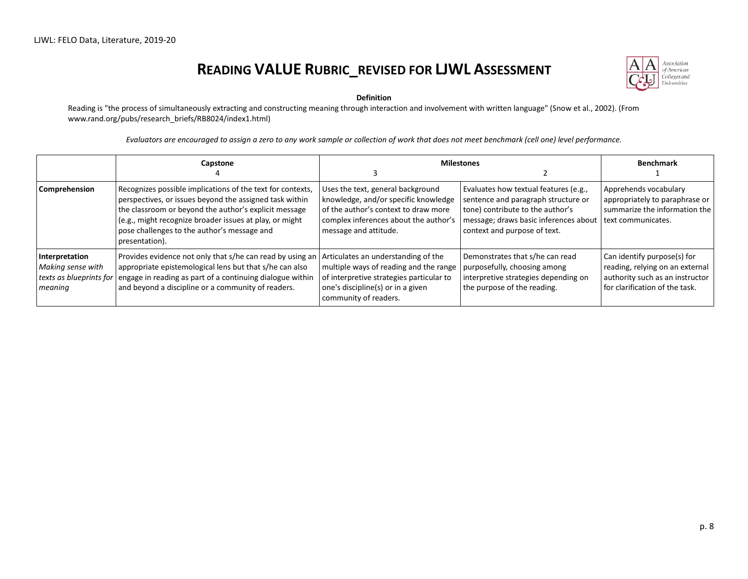# READING VALUE RUBRIC_REVISED FOR LJWL ASSESSMENT

**Definition**

Reading is "the process of simultaneously extracting and constructing meaning through interaction and involvement with written language" (Snow et al., 2002). (From www.rand.org/pubs/research_briefs/RB8024/index1.html)

*Evaluators are encouraged to assign a zero to any work sample or collection of work that does not meet benchmark (cell one) level performance.*

| | Capstone | Milestones | | Benchmark |
|---|---|---|---|---|
| | 4 | 3 | 2 | 1 |
| **Comprehension** | Recognizes possible implications of the text for contexts, perspectives, or issues beyond the assigned task within the classroom or beyond the author's explicit message (e.g., might recognize broader issues at play, or might pose challenges to the author's message and presentation). | Uses the text, general background knowledge, and/or specific knowledge of the author's context to draw more complex inferences about the author's message and attitude. | Evaluates how textual features (e.g., sentence and paragraph structure or tone) contribute to the author's message; draws basic inferences about context and purpose of text. | Apprehends vocabulary appropriately to paraphrase or summarize the information the text communicates. |
| **Interpretation** *Making sense with texts as blueprints for meaning* | Provides evidence not only that s/he can read by using an appropriate epistemological lens but that s/he can also engage in reading as part of a continuing dialogue within and beyond a discipline or a community of readers. | Articulates an understanding of the multiple ways of reading and the range of interpretive strategies particular to one's discipline(s) or in a given community of readers. | Demonstrates that s/he can read purposefully, choosing among interpretive strategies depending on the purpose of the reading. | Can identify purpose(s) for reading, relying on an external authority such as an instructor for clarification of the task. |